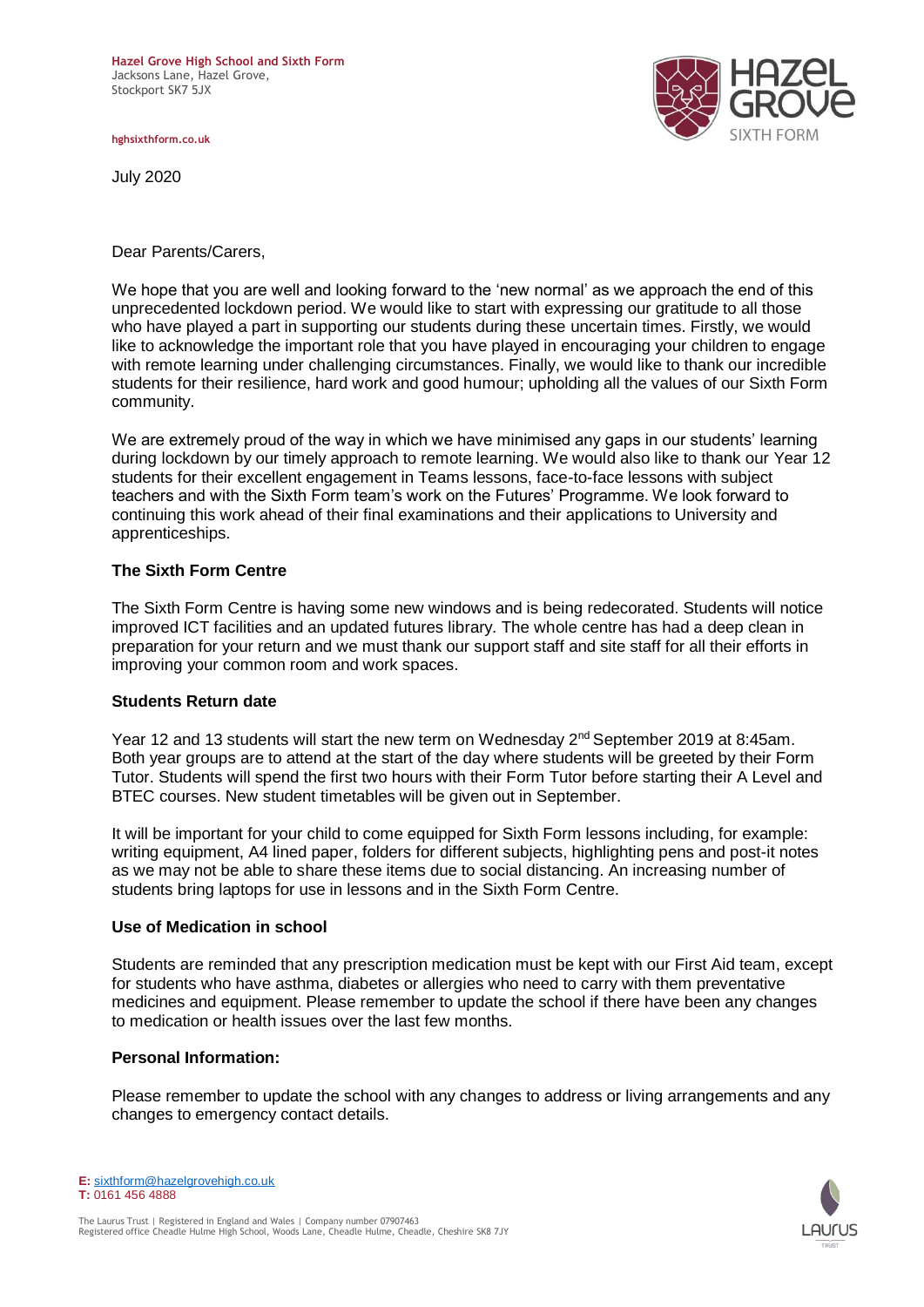**Hazel Grove High School and Sixth Form**
Jacksons Lane, Hazel Grove,
Stockport SK7 5JX

hghsixthform.co.uk

July 2020

Dear Parents/Carers,

We hope that you are well and looking forward to the 'new normal' as we approach the end of this unprecedented lockdown period. We would like to start with expressing our gratitude to all those who have played a part in supporting our students during these uncertain times. Firstly, we would like to acknowledge the important role that you have played in encouraging your children to engage with remote learning under challenging circumstances. Finally, we would like to thank our incredible students for their resilience, hard work and good humour; upholding all the values of our Sixth Form community.

We are extremely proud of the way in which we have minimised any gaps in our students' learning during lockdown by our timely approach to remote learning. We would also like to thank our Year 12 students for their excellent engagement in Teams lessons, face-to-face lessons with subject teachers and with the Sixth Form team's work on the Futures' Programme. We look forward to continuing this work ahead of their final examinations and their applications to University and apprenticeships.

**The Sixth Form Centre**

The Sixth Form Centre is having some new windows and is being redecorated. Students will notice improved ICT facilities and an updated futures library. The whole centre has had a deep clean in preparation for your return and we must thank our support staff and site staff for all their efforts in improving your common room and work spaces.

**Students Return date**

Year 12 and 13 students will start the new term on Wednesday 2nd September 2019 at 8:45am. Both year groups are to attend at the start of the day where students will be greeted by their Form Tutor. Students will spend the first two hours with their Form Tutor before starting their A Level and BTEC courses. New student timetables will be given out in September.

It will be important for your child to come equipped for Sixth Form lessons including, for example: writing equipment, A4 lined paper, folders for different subjects, highlighting pens and post-it notes as we may not be able to share these items due to social distancing. An increasing number of students bring laptops for use in lessons and in the Sixth Form Centre.

**Use of Medication in school**

Students are reminded that any prescription medication must be kept with our First Aid team, except for students who have asthma, diabetes or allergies who need to carry with them preventative medicines and equipment. Please remember to update the school if there have been any changes to medication or health issues over the last few months.

**Personal Information:**

Please remember to update the school with any changes to address or living arrangements and any changes to emergency contact details.

**E:** sixthform@hazelgrovehigh.co.uk
**T:** 0161 456 4888

The Laurus Trust | Registered in England and Wales | Company number 07907463
Registered office Cheadle Hulme High School, Woods Lane, Cheadle Hulme, Cheadle, Cheshire SK8 7JY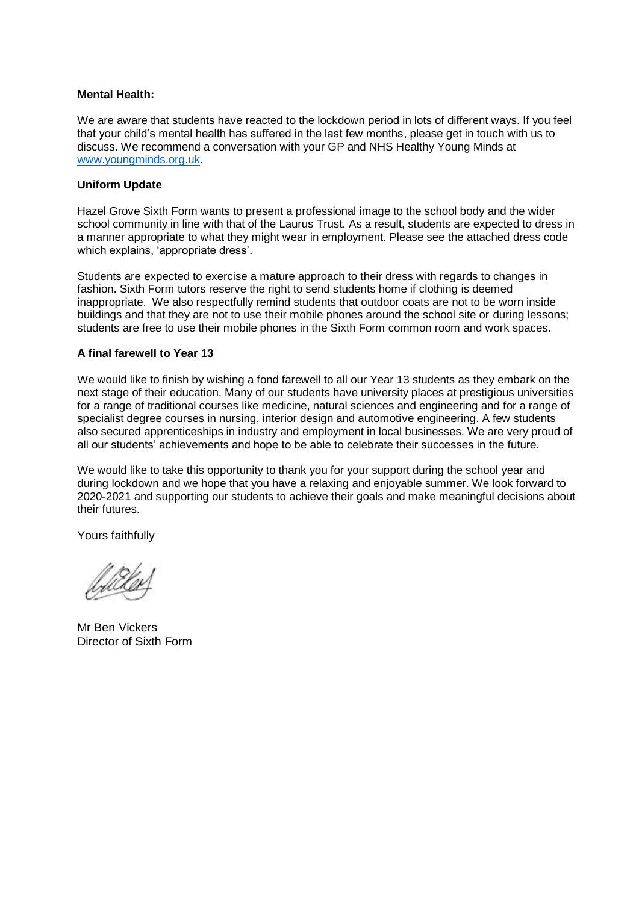**Mental Health:**

We are aware that students have reacted to the lockdown period in lots of different ways. If you feel that your child's mental health has suffered in the last few months, please get in touch with us to discuss. We recommend a conversation with your GP and NHS Healthy Young Minds at [www.youngminds.org.uk](http://www.youngminds.org.uk).

**Uniform Update**

Hazel Grove Sixth Form wants to present a professional image to the school body and the wider school community in line with that of the Laurus Trust. As a result, students are expected to dress in a manner appropriate to what they might wear in employment. Please see the attached dress code which explains, 'appropriate dress'.

Students are expected to exercise a mature approach to their dress with regards to changes in fashion. Sixth Form tutors reserve the right to send students home if clothing is deemed inappropriate. We also respectfully remind students that outdoor coats are not to be worn inside buildings and that they are not to use their mobile phones around the school site or during lessons; students are free to use their mobile phones in the Sixth Form common room and work spaces.

**A final farewell to Year 13**

We would like to finish by wishing a fond farewell to all our Year 13 students as they embark on the next stage of their education. Many of our students have university places at prestigious universities for a range of traditional courses like medicine, natural sciences and engineering and for a range of specialist degree courses in nursing, interior design and automotive engineering. A few students also secured apprenticeships in industry and employment in local businesses. We are very proud of all our students' achievements and hope to be able to celebrate their successes in the future.

We would like to take this opportunity to thank you for your support during the school year and during lockdown and we hope that you have a relaxing and enjoyable summer. We look forward to 2020-2021 and supporting our students to achieve their goals and make meaningful decisions about their futures.

Yours faithfully

Mr Ben Vickers
Director of Sixth Form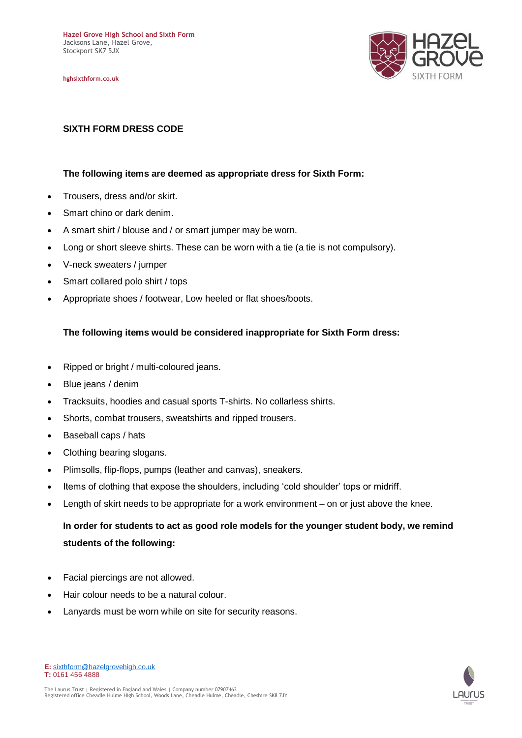**Hazel Grove High School and Sixth Form**
Jacksons Lane, Hazel Grove,
Stockport SK7 5JX

hghsixthform.co.uk

## SIXTH FORM DRESS CODE

**The following items are deemed as appropriate dress for Sixth Form:**

- Trousers, dress and/or skirt.
- Smart chino or dark denim.
- A smart shirt / blouse and / or smart jumper may be worn.
- Long or short sleeve shirts. These can be worn with a tie (a tie is not compulsory).
- V-neck sweaters / jumper
- Smart collared polo shirt / tops
- Appropriate shoes / footwear, Low heeled or flat shoes/boots.

**The following items would be considered inappropriate for Sixth Form dress:**

- Ripped or bright / multi-coloured jeans.
- Blue jeans / denim
- Tracksuits, hoodies and casual sports T-shirts. No collarless shirts.
- Shorts, combat trousers, sweatshirts and ripped trousers.
- Baseball caps / hats
- Clothing bearing slogans.
- Plimsolls, flip-flops, pumps (leather and canvas), sneakers.
- Items of clothing that expose the shoulders, including 'cold shoulder' tops or midriff.
- Length of skirt needs to be appropriate for a work environment – on or just above the knee.

**In order for students to act as good role models for the younger student body, we remind students of the following:**

- Facial piercings are not allowed.
- Hair colour needs to be a natural colour.
- Lanyards must be worn while on site for security reasons.

**E:** sixthform@hazelgrovehigh.co.uk
**T:** 0161 456 4888

The Laurus Trust | Registered in England and Wales | Company number 07907463
Registered office Cheadle Hulme High School, Woods Lane, Cheadle Hulme, Cheadle, Cheshire SK8 7JY